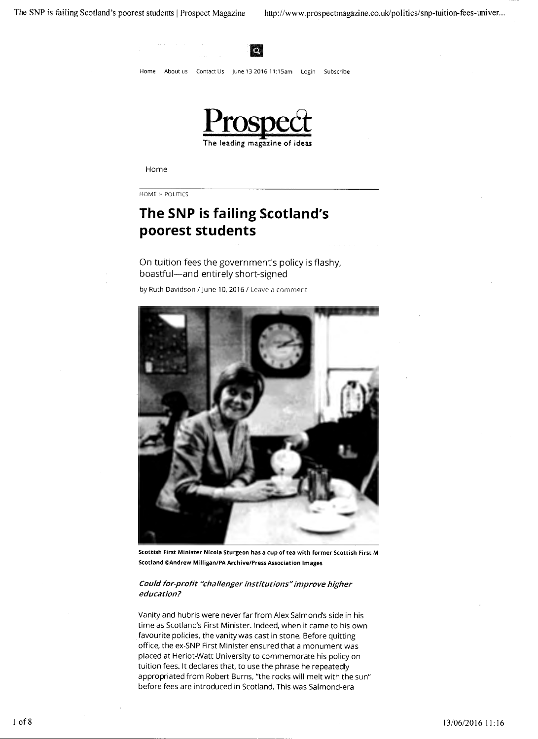Home About us Contact Us June 13 2016 11:15am Login Subscribe

**Prospect**
The leading magazine of ideas

Home

HOME > POLITICS

# The SNP is failing Scotland's poorest students

On tuition fees the government's policy is flashy, boastful—and entirely short-signed

by Ruth Davidson / June 10, 2016 / Leave a comment

**Scottish First Minister Nicola Sturgeon has a cup of tea with former Scottish First M Scotland ©Andrew Milligan/PA Archive/Press Association Images**

*Could for-profit "challenger institutions" improve higher education?*

Vanity and hubris were never far from Alex Salmond's side in his time as Scotland's First Minister. Indeed, when it came to his own favourite policies, the vanity was cast in stone. Before quitting office, the ex-SNP First Minister ensured that a monument was placed at Heriot-Watt University to commemorate his policy on tuition fees. It declares that, to use the phrase he repeatedly appropriated from Robert Burns, "the rocks will melt with the sun" before fees are introduced in Scotland. This was Salmond-era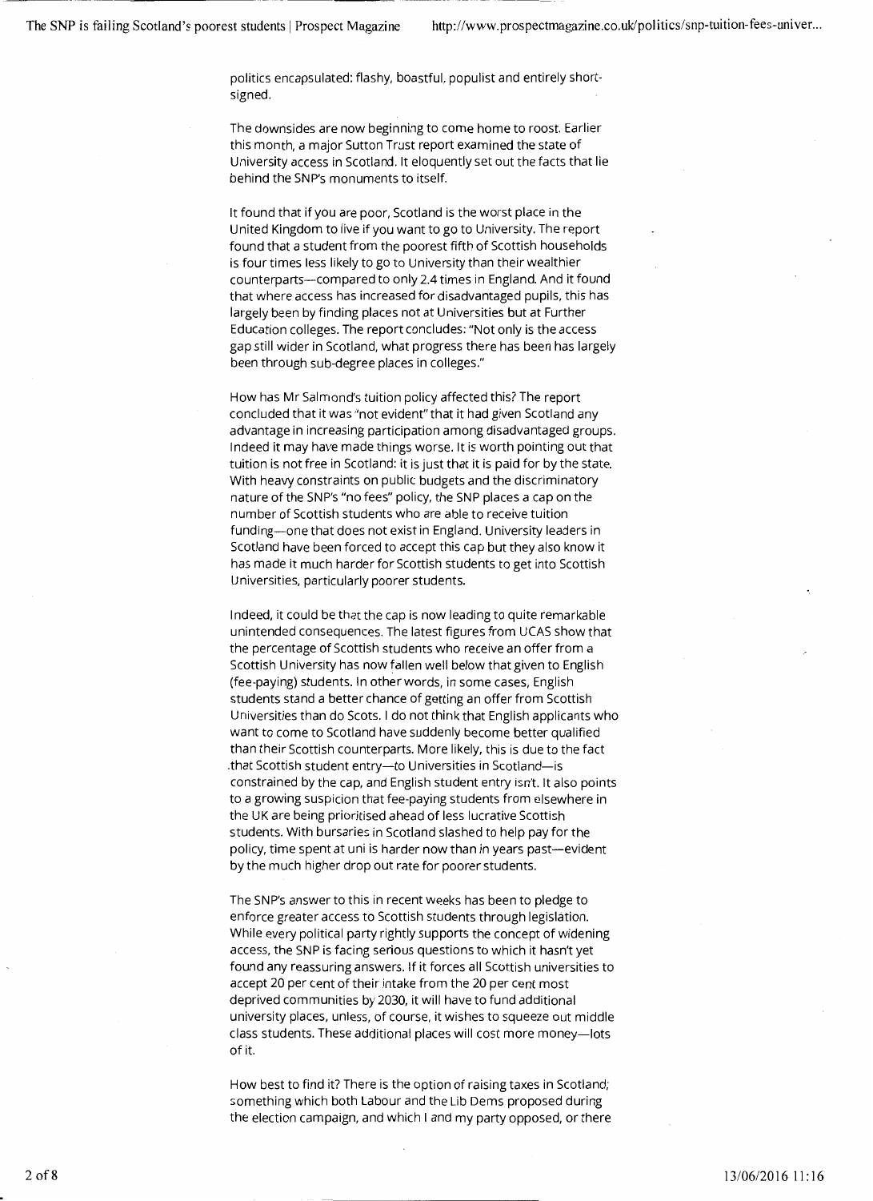politics encapsulated: flashy, boastful, populist and entirely short-signed.

The downsides are now beginning to come home to roost. Earlier this month, a major Sutton Trust report examined the state of University access in Scotland. It eloquently set out the facts that lie behind the SNP's monuments to itself.

It found that if you are poor, Scotland is the worst place in the United Kingdom to live if you want to go to University. The report found that a student from the poorest fifth of Scottish households is four times less likely to go to University than their wealthier counterparts—compared to only 2.4 times in England. And it found that where access has increased for disadvantaged pupils, this has largely been by finding places not at Universities but at Further Education colleges. The report concludes: "Not only is the access gap still wider in Scotland, what progress there has been has largely been through sub-degree places in colleges."

How has Mr Salmond's tuition policy affected this? The report concluded that it was "not evident" that it had given Scotland any advantage in increasing participation among disadvantaged groups. Indeed it may have made things worse. It is worth pointing out that tuition is not free in Scotland: it is just that it is paid for by the state. With heavy constraints on public budgets and the discriminatory nature of the SNP's "no fees" policy, the SNP places a cap on the number of Scottish students who are able to receive tuition funding—one that does not exist in England. University leaders in Scotland have been forced to accept this cap but they also know it has made it much harder for Scottish students to get into Scottish Universities, particularly poorer students.

Indeed, it could be that the cap is now leading to quite remarkable unintended consequences. The latest figures from UCAS show that the percentage of Scottish students who receive an offer from a Scottish University has now fallen well below that given to English (fee-paying) students. In other words, in some cases, English students stand a better chance of getting an offer from Scottish Universities than do Scots. I do not think that English applicants who want to come to Scotland have suddenly become better qualified than their Scottish counterparts. More likely, this is due to the fact that Scottish student entry—to Universities in Scotland—is constrained by the cap, and English student entry isn't. It also points to a growing suspicion that fee-paying students from elsewhere in the UK are being prioritised ahead of less lucrative Scottish students. With bursaries in Scotland slashed to help pay for the policy, time spent at uni is harder now than in years past—evident by the much higher drop out rate for poorer students.

The SNP's answer to this in recent weeks has been to pledge to enforce greater access to Scottish students through legislation. While every political party rightly supports the concept of widening access, the SNP is facing serious questions to which it hasn't yet found any reassuring answers. If it forces all Scottish universities to accept 20 per cent of their intake from the 20 per cent most deprived communities by 2030, it will have to fund additional university places, unless, of course, it wishes to squeeze out middle class students. These additional places will cost more money—lots of it.

How best to find it? There is the option of raising taxes in Scotland; something which both Labour and the Lib Dems proposed during the election campaign, and which I and my party opposed, or there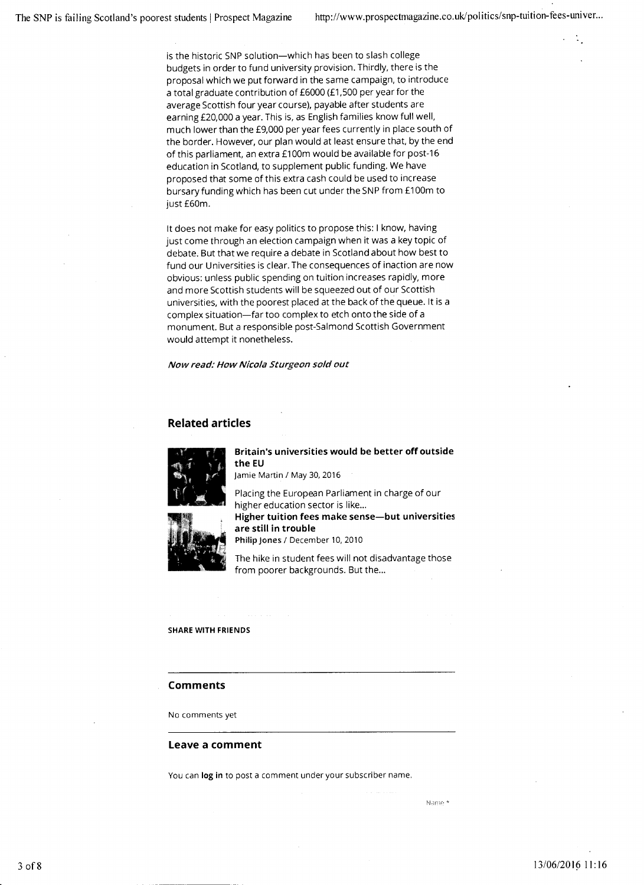is the historic SNP solution—which has been to slash college budgets in order to fund university provision. Thirdly, there is the proposal which we put forward in the same campaign, to introduce a total graduate contribution of £6000 (£1,500 per year for the average Scottish four year course), payable after students are earning £20,000 a year. This is, as English families know full well, much lower than the £9,000 per year fees currently in place south of the border. However, our plan would at least ensure that, by the end of this parliament, an extra £100m would be available for post-16 education in Scotland, to supplement public funding. We have proposed that some of this extra cash could be used to increase bursary funding which has been cut under the SNP from £100m to just £60m.

It does not make for easy politics to propose this: I know, having just come through an election campaign when it was a key topic of debate. But that we require a debate in Scotland about how best to fund our Universities is clear. The consequences of inaction are now obvious: unless public spending on tuition increases rapidly, more and more Scottish students will be squeezed out of our Scottish universities, with the poorest placed at the back of the queue. It is a complex situation—far too complex to etch onto the side of a monument. But a responsible post-Salmond Scottish Government would attempt it nonetheless.

*Now read: How Nicola Sturgeon sold out*

## Related articles

**Britain's universities would be better off outside the EU**
Jamie Martin / May 30, 2016

Placing the European Parliament in charge of our higher education sector is like...

**Higher tuition fees make sense—but universities are still in trouble**
**Philip Jones** / December 10, 2010

The hike in student fees will not disadvantage those from poorer backgrounds. But the...

**SHARE WITH FRIENDS**

## Comments

No comments yet

## Leave a comment

You can **log in** to post a comment under your subscriber name.

Name *